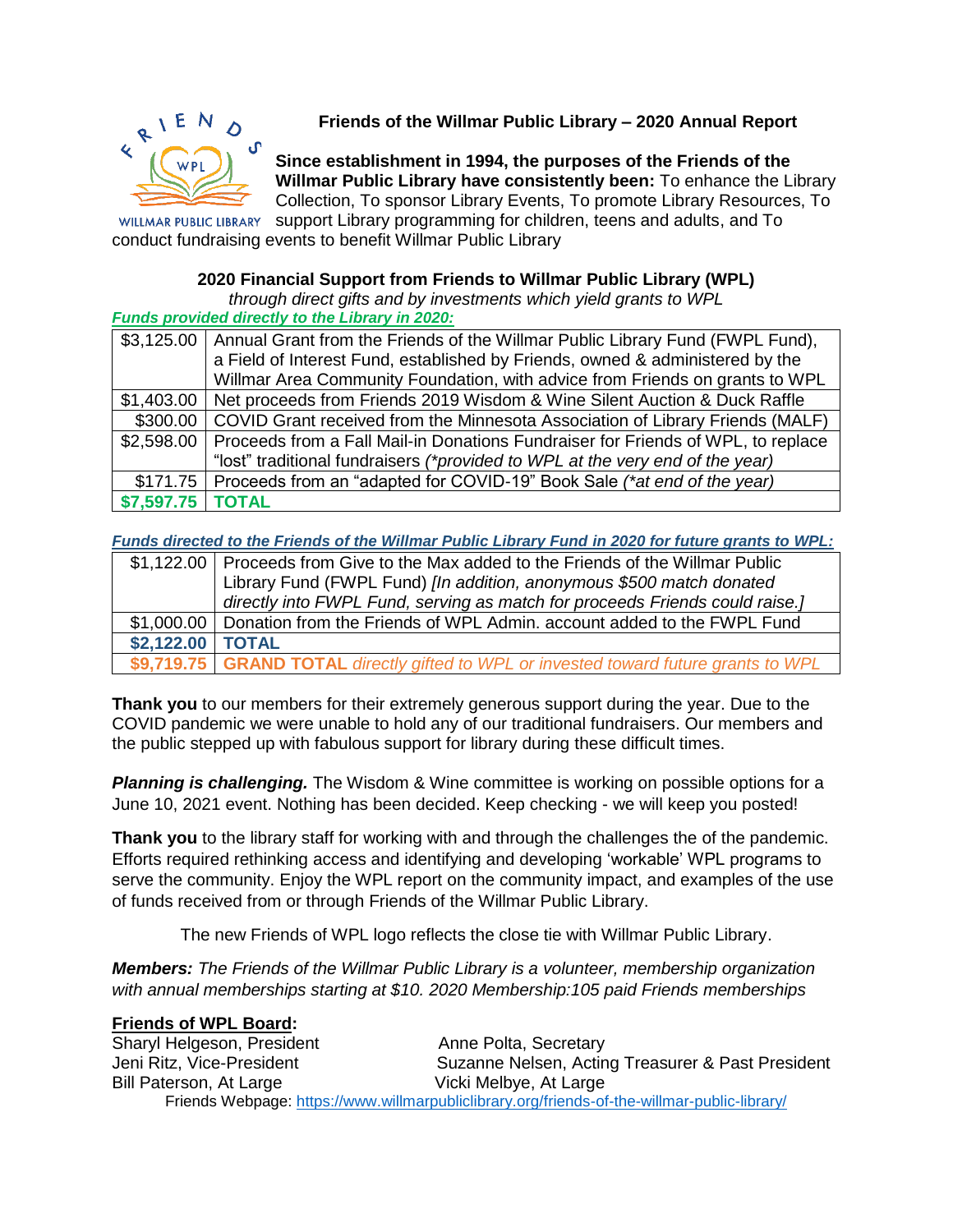# Friends of the Willmar Public Library – 2020 Annual Report

**Since establishment in 1994, the purposes of the Friends of the Willmar Public Library have consistently been:** To enhance the Library Collection, To sponsor Library Events, To promote Library Resources, To support Library programming for children, teens and adults, and To conduct fundraising events to benefit Willmar Public Library

## 2020 Financial Support from Friends to Willmar Public Library (WPL)

*through direct gifts and by investments which yield grants to WPL*

***Funds provided directly to the Library in 2020:***

| | |
|---|---|
| $3,125.00 | Annual Grant from the Friends of the Willmar Public Library Fund (FWPL Fund), a Field of Interest Fund, established by Friends, owned & administered by the Willmar Area Community Foundation, with advice from Friends on grants to WPL |
| $1,403.00 | Net proceeds from Friends 2019 Wisdom & Wine Silent Auction & Duck Raffle |
| $300.00 | COVID Grant received from the Minnesota Association of Library Friends (MALF) |
| $2,598.00 | Proceeds from a Fall Mail-in Donations Fundraiser for Friends of WPL, to replace "lost" traditional fundraisers *(*provided to WPL at the very end of the year)* |
| $171.75 | Proceeds from an "adapted for COVID-19" Book Sale *(*at end of the year)* |
| **$7,597.75** | **TOTAL** |

***Funds directed to the Friends of the Willmar Public Library Fund in 2020 for future grants to WPL:***

| | |
|---|---|
| $1,122.00 | Proceeds from Give to the Max added to the Friends of the Willmar Public Library Fund (FWPL Fund) *[In addition, anonymous $500 match donated directly into FWPL Fund, serving as match for proceeds Friends could raise.]* |
| $1,000.00 | Donation from the Friends of WPL Admin. account added to the FWPL Fund |
| **$2,122.00** | **TOTAL** |
| **$9,719.75** | **GRAND TOTAL** *directly gifted to WPL or invested toward future grants to WPL* |

**Thank you** to our members for their extremely generous support during the year. Due to the COVID pandemic we were unable to hold any of our traditional fundraisers. Our members and the public stepped up with fabulous support for library during these difficult times.

***Planning is challenging.*** The Wisdom & Wine committee is working on possible options for a June 10, 2021 event. Nothing has been decided. Keep checking - we will keep you posted!

**Thank you** to the library staff for working with and through the challenges the of the pandemic. Efforts required rethinking access and identifying and developing 'workable' WPL programs to serve the community. Enjoy the WPL report on the community impact, and examples of the use of funds received from or through Friends of the Willmar Public Library.

The new Friends of WPL logo reflects the close tie with Willmar Public Library.

***Members:*** *The Friends of the Willmar Public Library is a volunteer, membership organization with annual memberships starting at $10. 2020 Membership:105 paid Friends memberships*

**Friends of WPL Board:**

Sharyl Helgeson, President
Jeni Ritz, Vice-President
Bill Paterson, At Large
Anne Polta, Secretary
Suzanne Nelsen, Acting Treasurer & Past President
Vicki Melbye, At Large

Friends Webpage: https://www.willmarpubliclibrary.org/friends-of-the-willmar-public-library/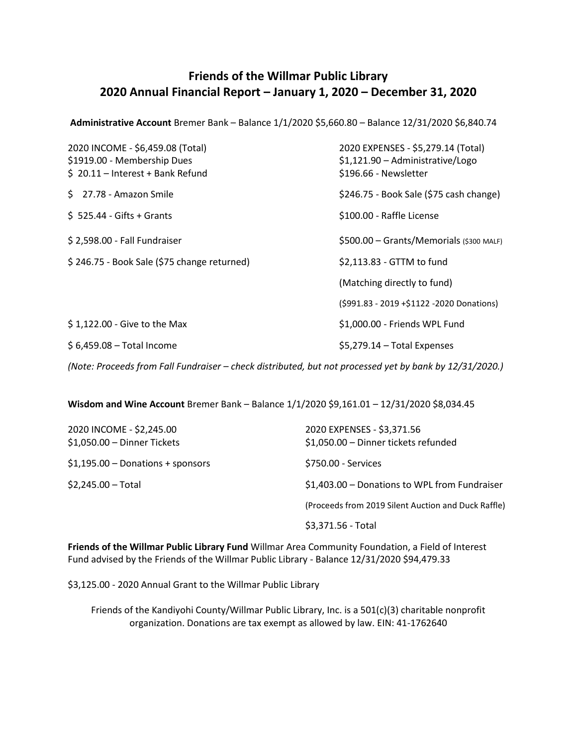## Friends of the Willmar Public Library
## 2020 Annual Financial Report – January 1, 2020 – December 31, 2020

**Administrative Account** Bremer Bank – Balance 1/1/2020 $5,660.80 – Balance 12/31/2020 $6,840.74

| 2020 INCOME - $6,459.08 (Total) | 2020 EXPENSES - $5,279.14 (Total) |
|---|---|
| $1919.00 - Membership Dues | $1,121.90 – Administrative/Logo |
| $ 20.11 – Interest + Bank Refund | $196.66 - Newsletter |
| $ 27.78 - Amazon Smile | $246.75 - Book Sale ($75 cash change) |
| $ 525.44 - Gifts + Grants | $100.00 - Raffle License |
| $ 2,598.00 - Fall Fundraiser | $500.00 – Grants/Memorials ($300 MALF) |
| $ 246.75 - Book Sale ($75 change returned) | $2,113.83 - GTTM to fund |
| | (Matching directly to fund) |
| | ($991.83 - 2019 +$1122 -2020 Donations) |
| $ 1,122.00 - Give to the Max | $1,000.00 - Friends WPL Fund |
| $ 6,459.08 – Total Income | $5,279.14 – Total Expenses |

*(Note: Proceeds from Fall Fundraiser – check distributed, but not processed yet by bank by 12/31/2020.)*

**Wisdom and Wine Account** Bremer Bank – Balance 1/1/2020 $9,161.01 – 12/31/2020 $8,034.45

| 2020 INCOME - $2,245.00 | 2020 EXPENSES - $3,371.56 |
|---|---|
| $1,050.00 – Dinner Tickets | $1,050.00 – Dinner tickets refunded |
| $1,195.00 – Donations + sponsors | $750.00 - Services |
| $2,245.00 – Total | $1,403.00 – Donations to WPL from Fundraiser |
| | (Proceeds from 2019 Silent Auction and Duck Raffle) |
| | $3,371.56 - Total |

**Friends of the Willmar Public Library Fund** Willmar Area Community Foundation, a Field of Interest Fund advised by the Friends of the Willmar Public Library - Balance 12/31/2020 $94,479.33

$3,125.00 - 2020 Annual Grant to the Willmar Public Library

Friends of the Kandiyohi County/Willmar Public Library, Inc. is a 501(c)(3) charitable nonprofit organization. Donations are tax exempt as allowed by law. EIN: 41-1762640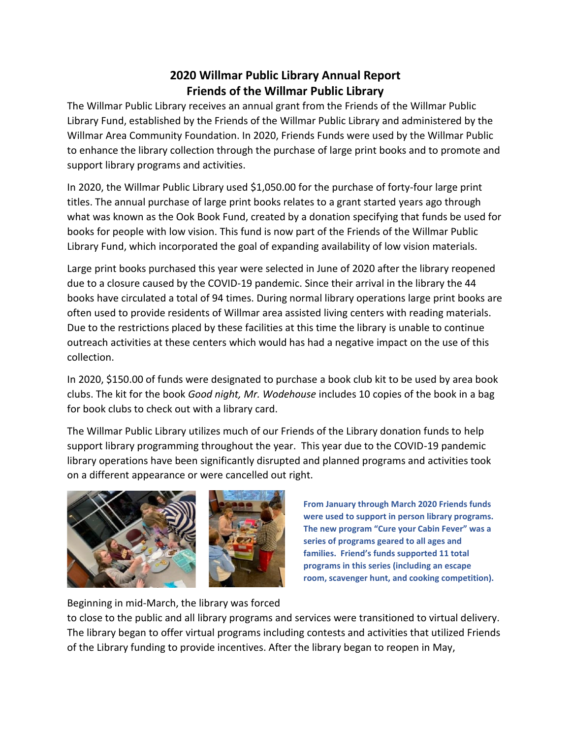# 2020 Willmar Public Library Annual Report
## Friends of the Willmar Public Library

The Willmar Public Library receives an annual grant from the Friends of the Willmar Public Library Fund, established by the Friends of the Willmar Public Library and administered by the Willmar Area Community Foundation. In 2020, Friends Funds were used by the Willmar Public to enhance the library collection through the purchase of large print books and to promote and support library programs and activities.

In 2020, the Willmar Public Library used $1,050.00 for the purchase of forty-four large print titles. The annual purchase of large print books relates to a grant started years ago through what was known as the Ook Book Fund, created by a donation specifying that funds be used for books for people with low vision. This fund is now part of the Friends of the Willmar Public Library Fund, which incorporated the goal of expanding availability of low vision materials.

Large print books purchased this year were selected in June of 2020 after the library reopened due to a closure caused by the COVID-19 pandemic. Since their arrival in the library the 44 books have circulated a total of 94 times. During normal library operations large print books are often used to provide residents of Willmar area assisted living centers with reading materials. Due to the restrictions placed by these facilities at this time the library is unable to continue outreach activities at these centers which would has had a negative impact on the use of this collection.

In 2020, $150.00 of funds were designated to purchase a book club kit to be used by area book clubs. The kit for the book *Good night, Mr. Wodehouse* includes 10 copies of the book in a bag for book clubs to check out with a library card.

The Willmar Public Library utilizes much of our Friends of the Library donation funds to help support library programming throughout the year. This year due to the COVID-19 pandemic library operations have been significantly disrupted and planned programs and activities took on a different appearance or were cancelled out right.

**From January through March 2020 Friends funds were used to support in person library programs. The new program "Cure your Cabin Fever" was a series of programs geared to all ages and families. Friend's funds supported 11 total programs in this series (including an escape room, scavenger hunt, and cooking competition).**

Beginning in mid-March, the library was forced to close to the public and all library programs and services were transitioned to virtual delivery. The library began to offer virtual programs including contests and activities that utilized Friends of the Library funding to provide incentives. After the library began to reopen in May,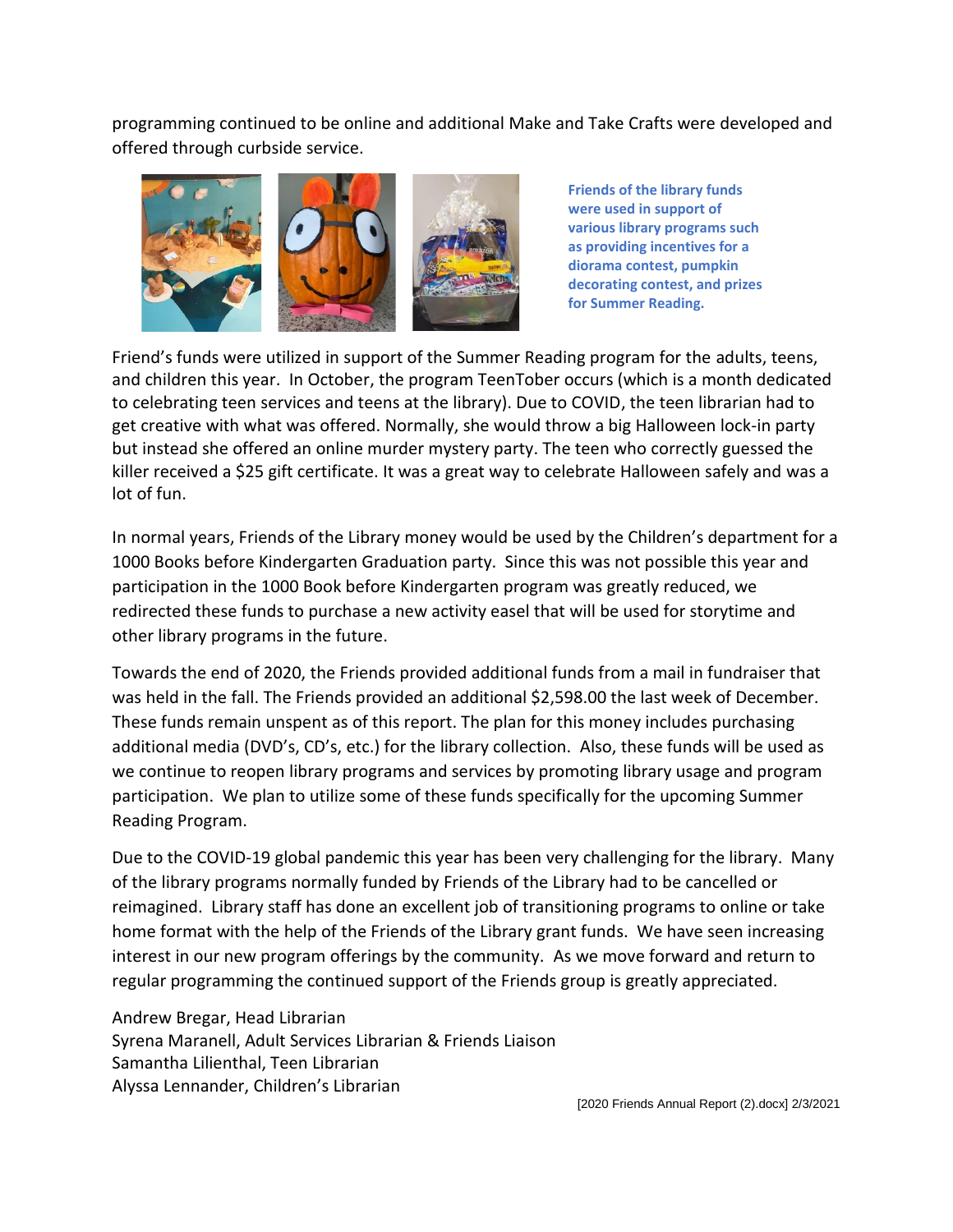programming continued to be online and additional Make and Take Crafts were developed and offered through curbside service.

**Friends of the library funds were used in support of various library programs such as providing incentives for a diorama contest, pumpkin decorating contest, and prizes for Summer Reading.**

Friend's funds were utilized in support of the Summer Reading program for the adults, teens, and children this year. In October, the program TeenTober occurs (which is a month dedicated to celebrating teen services and teens at the library). Due to COVID, the teen librarian had to get creative with what was offered. Normally, she would throw a big Halloween lock-in party but instead she offered an online murder mystery party. The teen who correctly guessed the killer received a $25 gift certificate. It was a great way to celebrate Halloween safely and was a lot of fun.

In normal years, Friends of the Library money would be used by the Children's department for a 1000 Books before Kindergarten Graduation party. Since this was not possible this year and participation in the 1000 Book before Kindergarten program was greatly reduced, we redirected these funds to purchase a new activity easel that will be used for storytime and other library programs in the future.

Towards the end of 2020, the Friends provided additional funds from a mail in fundraiser that was held in the fall. The Friends provided an additional $2,598.00 the last week of December. These funds remain unspent as of this report. The plan for this money includes purchasing additional media (DVD's, CD's, etc.) for the library collection. Also, these funds will be used as we continue to reopen library programs and services by promoting library usage and program participation. We plan to utilize some of these funds specifically for the upcoming Summer Reading Program.

Due to the COVID-19 global pandemic this year has been very challenging for the library. Many of the library programs normally funded by Friends of the Library had to be cancelled or reimagined. Library staff has done an excellent job of transitioning programs to online or take home format with the help of the Friends of the Library grant funds. We have seen increasing interest in our new program offerings by the community. As we move forward and return to regular programming the continued support of the Friends group is greatly appreciated.

Andrew Bregar, Head Librarian
Syrena Maranell, Adult Services Librarian & Friends Liaison
Samantha Lilienthal, Teen Librarian
Alyssa Lennander, Children's Librarian

[2020 Friends Annual Report (2).docx] 2/3/2021